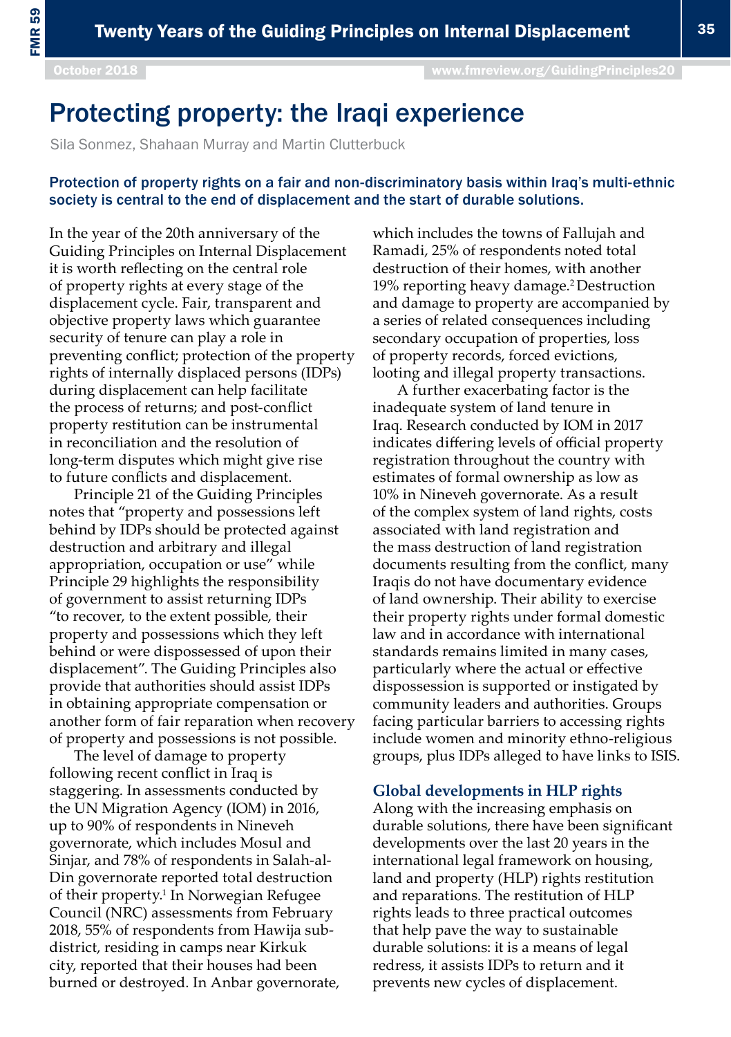# Protecting property: the Iraqi experience

Sila Sonmez, Shahaan Murray and Martin Clutterbuck

**Protection of property rights on a fair and non-discriminatory basis within Iraq's multi-ethnic society is central to the end of displacement and the start of durable solutions.**

In the year of the 20th anniversary of the Guiding Principles on Internal Displacement it is worth reflecting on the central role of property rights at every stage of the displacement cycle. Fair, transparent and objective property laws which guarantee security of tenure can play a role in preventing conflict; protection of the property rights of internally displaced persons (IDPs) during displacement can help facilitate the process of returns; and post-conflict property restitution can be instrumental in reconciliation and the resolution of long-term disputes which might give rise to future conflicts and displacement.

Principle 21 of the Guiding Principles notes that "property and possessions left behind by IDPs should be protected against destruction and arbitrary and illegal appropriation, occupation or use" while Principle 29 highlights the responsibility of government to assist returning IDPs "to recover, to the extent possible, their property and possessions which they left behind or were dispossessed of upon their displacement". The Guiding Principles also provide that authorities should assist IDPs in obtaining appropriate compensation or another form of fair reparation when recovery of property and possessions is not possible.

The level of damage to property following recent conflict in Iraq is staggering. In assessments conducted by the UN Migration Agency (IOM) in 2016, up to 90% of respondents in Nineveh governorate, which includes Mosul and Sinjar, and 78% of respondents in Salah-al-Din governorate reported total destruction of their property.[1] In Norwegian Refugee Council (NRC) assessments from February 2018, 55% of respondents from Hawija sub-district, residing in camps near Kirkuk city, reported that their houses had been burned or destroyed. In Anbar governorate, which includes the towns of Fallujah and Ramadi, 25% of respondents noted total destruction of their homes, with another 19% reporting heavy damage.[2] Destruction and damage to property are accompanied by a series of related consequences including secondary occupation of properties, loss of property records, forced evictions, looting and illegal property transactions.

A further exacerbating factor is the inadequate system of land tenure in Iraq. Research conducted by IOM in 2017 indicates differing levels of official property registration throughout the country with estimates of formal ownership as low as 10% in Nineveh governorate. As a result of the complex system of land rights, costs associated with land registration and the mass destruction of land registration documents resulting from the conflict, many Iraqis do not have documentary evidence of land ownership. Their ability to exercise their property rights under formal domestic law and in accordance with international standards remains limited in many cases, particularly where the actual or effective dispossession is supported or instigated by community leaders and authorities. Groups facing particular barriers to accessing rights include women and minority ethno-religious groups, plus IDPs alleged to have links to ISIS.

## Global developments in HLP rights

Along with the increasing emphasis on durable solutions, there have been significant developments over the last 20 years in the international legal framework on housing, land and property (HLP) rights restitution and reparations. The restitution of HLP rights leads to three practical outcomes that help pave the way to sustainable durable solutions: it is a means of legal redress, it assists IDPs to return and it prevents new cycles of displacement.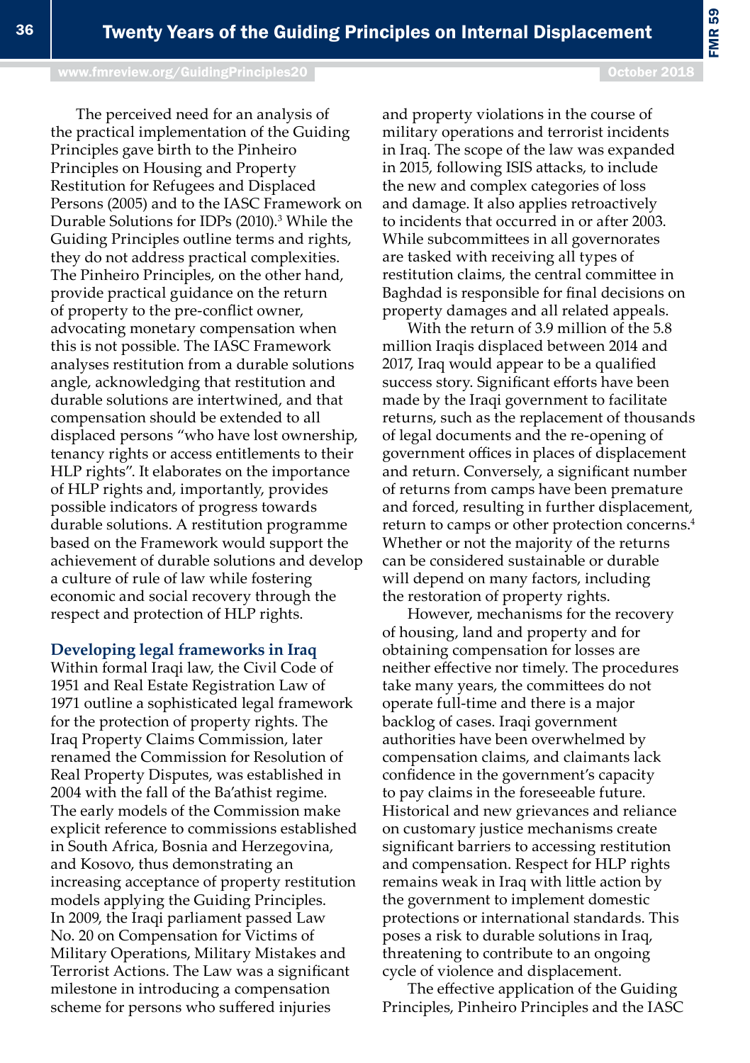The perceived need for an analysis of the practical implementation of the Guiding Principles gave birth to the Pinheiro Principles on Housing and Property Restitution for Refugees and Displaced Persons (2005) and to the IASC Framework on Durable Solutions for IDPs (2010).[3] While the Guiding Principles outline terms and rights, they do not address practical complexities. The Pinheiro Principles, on the other hand, provide practical guidance on the return of property to the pre-conflict owner, advocating monetary compensation when this is not possible. The IASC Framework analyses restitution from a durable solutions angle, acknowledging that restitution and durable solutions are intertwined, and that compensation should be extended to all displaced persons "who have lost ownership, tenancy rights or access entitlements to their HLP rights". It elaborates on the importance of HLP rights and, importantly, provides possible indicators of progress towards durable solutions. A restitution programme based on the Framework would support the achievement of durable solutions and develop a culture of rule of law while fostering economic and social recovery through the respect and protection of HLP rights.

## Developing legal frameworks in Iraq

Within formal Iraqi law, the Civil Code of 1951 and Real Estate Registration Law of 1971 outline a sophisticated legal framework for the protection of property rights. The Iraq Property Claims Commission, later renamed the Commission for Resolution of Real Property Disputes, was established in 2004 with the fall of the Ba'athist regime. The early models of the Commission make explicit reference to commissions established in South Africa, Bosnia and Herzegovina, and Kosovo, thus demonstrating an increasing acceptance of property restitution models applying the Guiding Principles. In 2009, the Iraqi parliament passed Law No. 20 on Compensation for Victims of Military Operations, Military Mistakes and Terrorist Actions. The Law was a significant milestone in introducing a compensation scheme for persons who suffered injuries and property violations in the course of military operations and terrorist incidents in Iraq. The scope of the law was expanded in 2015, following ISIS attacks, to include the new and complex categories of loss and damage. It also applies retroactively to incidents that occurred in or after 2003. While subcommittees in all governorates are tasked with receiving all types of restitution claims, the central committee in Baghdad is responsible for final decisions on property damages and all related appeals.

With the return of 3.9 million of the 5.8 million Iraqis displaced between 2014 and 2017, Iraq would appear to be a qualified success story. Significant efforts have been made by the Iraqi government to facilitate returns, such as the replacement of thousands of legal documents and the re-opening of government offices in places of displacement and return. Conversely, a significant number of returns from camps have been premature and forced, resulting in further displacement, return to camps or other protection concerns.[4] Whether or not the majority of the returns can be considered sustainable or durable will depend on many factors, including the restoration of property rights.

However, mechanisms for the recovery of housing, land and property and for obtaining compensation for losses are neither effective nor timely. The procedures take many years, the committees do not operate full-time and there is a major backlog of cases. Iraqi government authorities have been overwhelmed by compensation claims, and claimants lack confidence in the government's capacity to pay claims in the foreseeable future. Historical and new grievances and reliance on customary justice mechanisms create significant barriers to accessing restitution and compensation. Respect for HLP rights remains weak in Iraq with little action by the government to implement domestic protections or international standards. This poses a risk to durable solutions in Iraq, threatening to contribute to an ongoing cycle of violence and displacement.

The effective application of the Guiding Principles, Pinheiro Principles and the IASC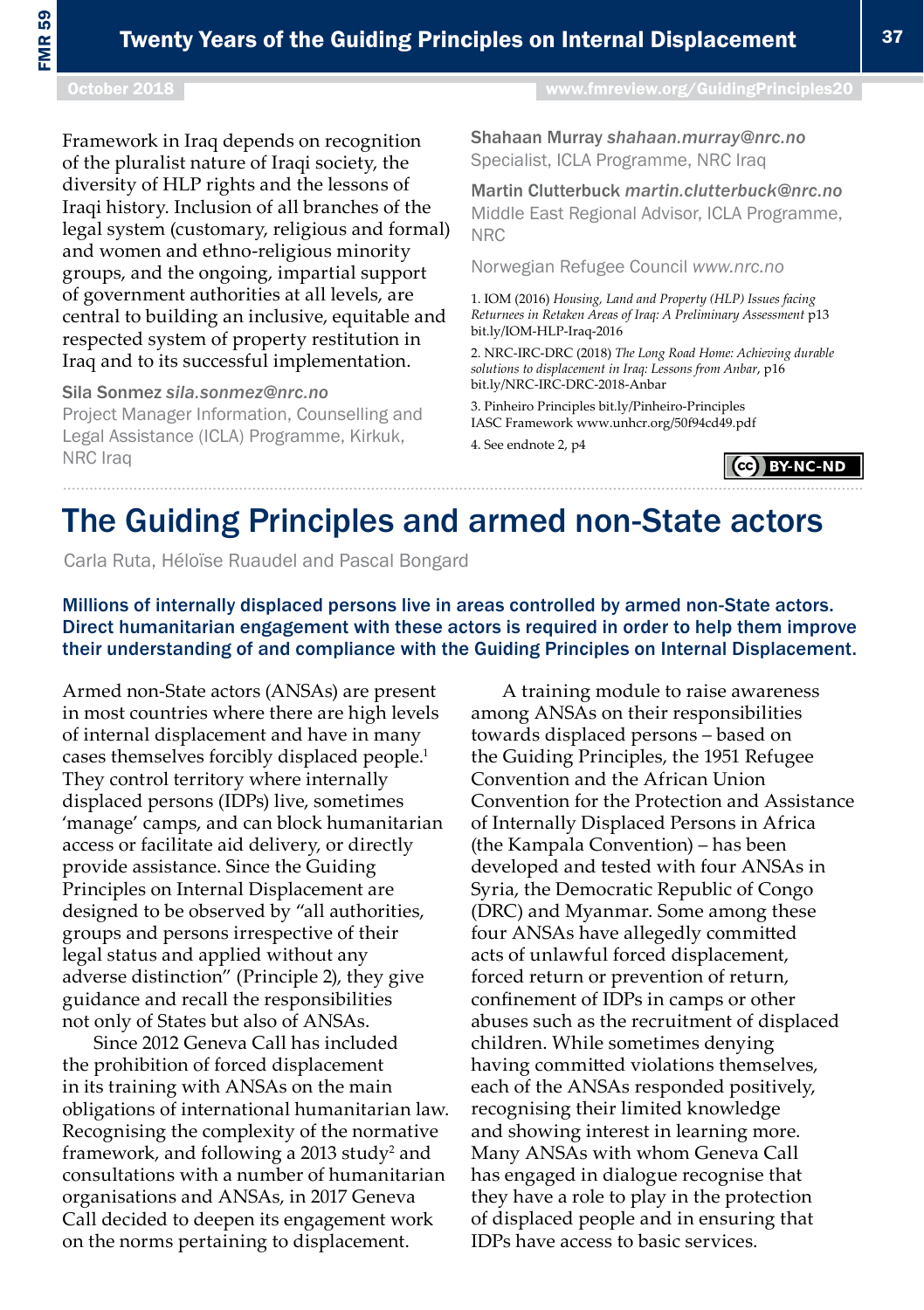Framework in Iraq depends on recognition of the pluralist nature of Iraqi society, the diversity of HLP rights and the lessons of Iraqi history. Inclusion of all branches of the legal system (customary, religious and formal) and women and ethno-religious minority groups, and the ongoing, impartial support of government authorities at all levels, are central to building an inclusive, equitable and respected system of property restitution in Iraq and to its successful implementation.

Sila Sonmez *sila.sonmez@nrc.no*
Project Manager Information, Counselling and Legal Assistance (ICLA) Programme, Kirkuk, NRC Iraq

Shahaan Murray *shahaan.murray@nrc.no*
Specialist, ICLA Programme, NRC Iraq

Martin Clutterbuck *martin.clutterbuck@nrc.no*
Middle East Regional Advisor, ICLA Programme, NRC

Norwegian Refugee Council *www.nrc.no*

1. IOM (2016) *Housing, Land and Property (HLP) Issues facing Returnees in Retaken Areas of Iraq: A Preliminary Assessment* p13 bit.ly/IOM-HLP-Iraq-2016

2. NRC-IRC-DRC (2018) *The Long Road Home: Achieving durable solutions to displacement in Iraq: Lessons from Anbar*, p16 bit.ly/NRC-IRC-DRC-2018-Anbar

3. Pinheiro Principles bit.ly/Pinheiro-Principles
IASC Framework www.unhcr.org/50f94cd49.pdf

4. See endnote 2, p4

# The Guiding Principles and armed non-State actors

Carla Ruta, Héloïse Ruaudel and Pascal Bongard

**Millions of internally displaced persons live in areas controlled by armed non-State actors. Direct humanitarian engagement with these actors is required in order to help them improve their understanding of and compliance with the Guiding Principles on Internal Displacement.**

Armed non-State actors (ANSAs) are present in most countries where there are high levels of internal displacement and have in many cases themselves forcibly displaced people.[1] They control territory where internally displaced persons (IDPs) live, sometimes 'manage' camps, and can block humanitarian access or facilitate aid delivery, or directly provide assistance. Since the Guiding Principles on Internal Displacement are designed to be observed by "all authorities, groups and persons irrespective of their legal status and applied without any adverse distinction" (Principle 2), they give guidance and recall the responsibilities not only of States but also of ANSAs.

Since 2012 Geneva Call has included the prohibition of forced displacement in its training with ANSAs on the main obligations of international humanitarian law. Recognising the complexity of the normative framework, and following a 2013 study[2] and consultations with a number of humanitarian organisations and ANSAs, in 2017 Geneva Call decided to deepen its engagement work on the norms pertaining to displacement.

A training module to raise awareness among ANSAs on their responsibilities towards displaced persons – based on the Guiding Principles, the 1951 Refugee Convention and the African Union Convention for the Protection and Assistance of Internally Displaced Persons in Africa (the Kampala Convention) – has been developed and tested with four ANSAs in Syria, the Democratic Republic of Congo (DRC) and Myanmar. Some among these four ANSAs have allegedly committed acts of unlawful forced displacement, forced return or prevention of return, confinement of IDPs in camps or other abuses such as the recruitment of displaced children. While sometimes denying having committed violations themselves, each of the ANSAs responded positively, recognising their limited knowledge and showing interest in learning more. Many ANSAs with whom Geneva Call has engaged in dialogue recognise that they have a role to play in the protection of displaced people and in ensuring that IDPs have access to basic services.